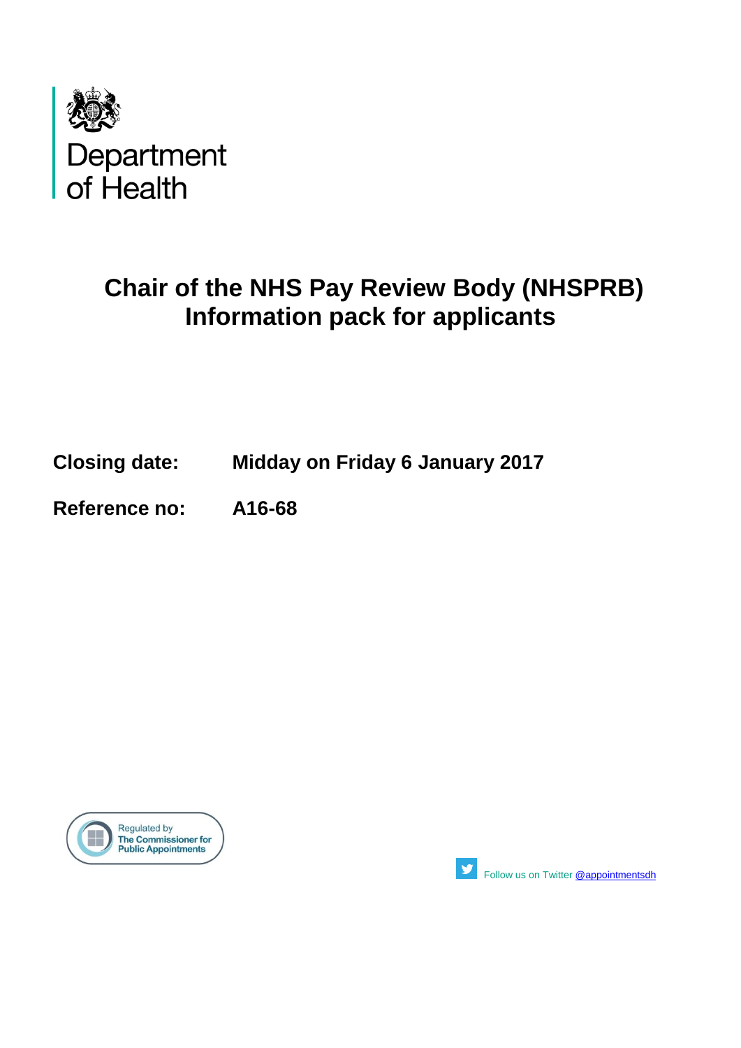Department of Health

# Chair of the NHS Pay Review Body (NHSPRB) Information pack for applicants

**Closing date:** **Midday on Friday 6 January 2017**

**Reference no:** **A16-68**

Regulated by The Commissioner for Public Appointments

Follow us on Twitter @appointmentsdh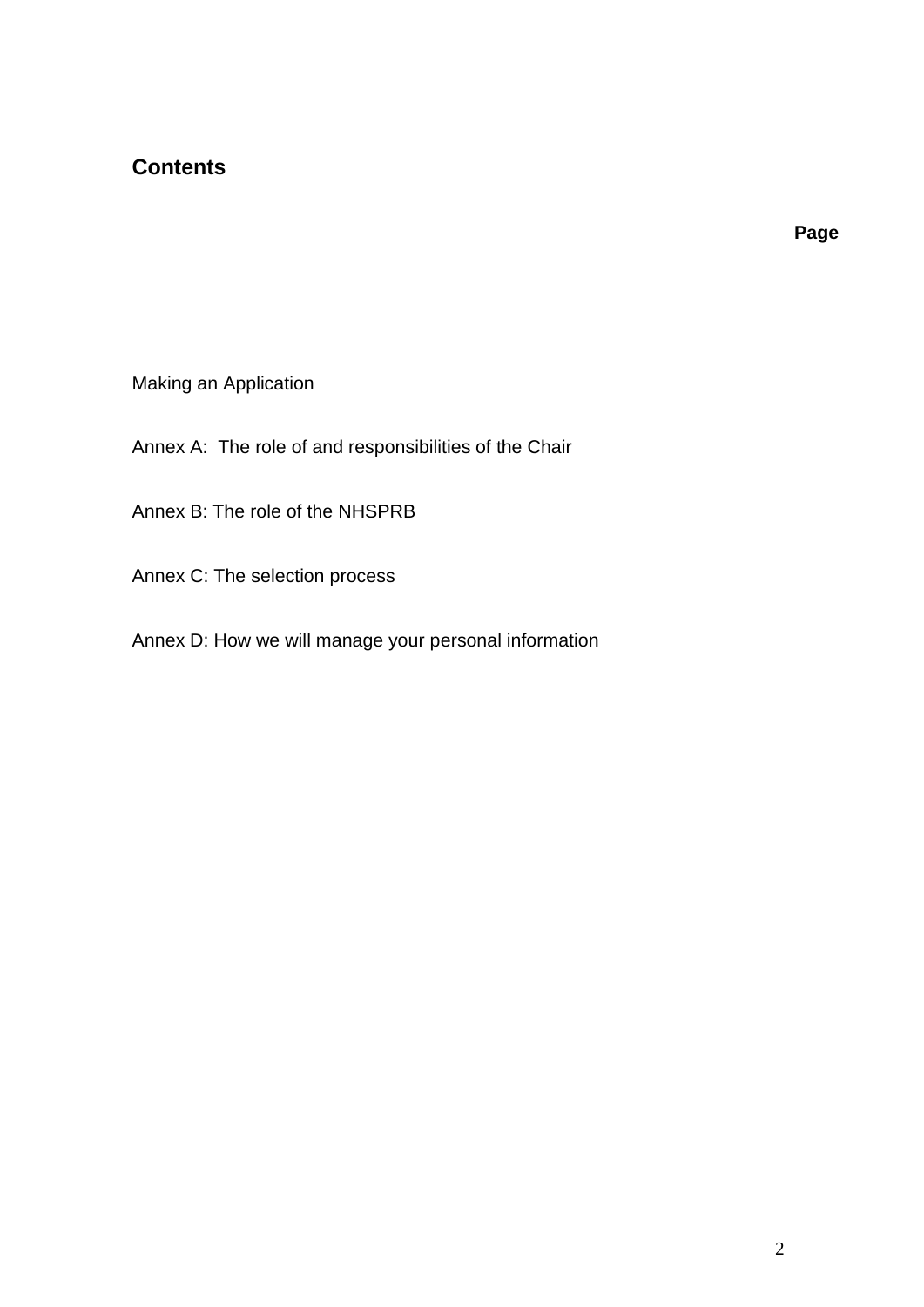## Contents

**Page**

Making an Application

Annex A:  The role of and responsibilities of the Chair

Annex B: The role of the NHSPRB

Annex C: The selection process

Annex D: How we will manage your personal information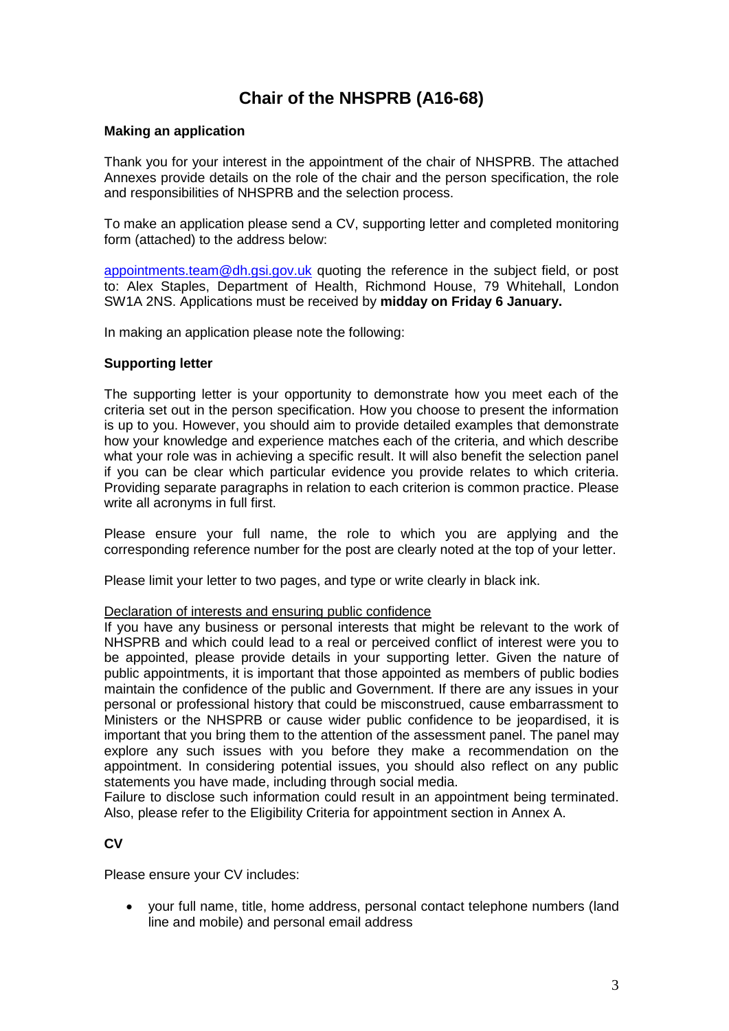# Chair of the NHSPRB (A16-68)

### Making an application

Thank you for your interest in the appointment of the chair of NHSPRB. The attached Annexes provide details on the role of the chair and the person specification, the role and responsibilities of NHSPRB and the selection process.

To make an application please send a CV, supporting letter and completed monitoring form (attached) to the address below:

appointments.team@dh.gsi.gov.uk quoting the reference in the subject field, or post to: Alex Staples, Department of Health, Richmond House, 79 Whitehall, London SW1A 2NS. Applications must be received by **midday on Friday 6 January.**

In making an application please note the following:

### Supporting letter

The supporting letter is your opportunity to demonstrate how you meet each of the criteria set out in the person specification. How you choose to present the information is up to you. However, you should aim to provide detailed examples that demonstrate how your knowledge and experience matches each of the criteria, and which describe what your role was in achieving a specific result. It will also benefit the selection panel if you can be clear which particular evidence you provide relates to which criteria. Providing separate paragraphs in relation to each criterion is common practice. Please write all acronyms in full first.

Please ensure your full name, the role to which you are applying and the corresponding reference number for the post are clearly noted at the top of your letter.

Please limit your letter to two pages, and type or write clearly in black ink.

<u>Declaration of interests and ensuring public confidence</u>

If you have any business or personal interests that might be relevant to the work of NHSPRB and which could lead to a real or perceived conflict of interest were you to be appointed, please provide details in your supporting letter. Given the nature of public appointments, it is important that those appointed as members of public bodies maintain the confidence of the public and Government. If there are any issues in your personal or professional history that could be misconstrued, cause embarrassment to Ministers or the NHSPRB or cause wider public confidence to be jeopardised, it is important that you bring them to the attention of the assessment panel. The panel may explore any such issues with you before they make a recommendation on the appointment. In considering potential issues, you should also reflect on any public statements you have made, including through social media.

Failure to disclose such information could result in an appointment being terminated. Also, please refer to the Eligibility Criteria for appointment section in Annex A.

### CV

Please ensure your CV includes:

- your full name, title, home address, personal contact telephone numbers (land line and mobile) and personal email address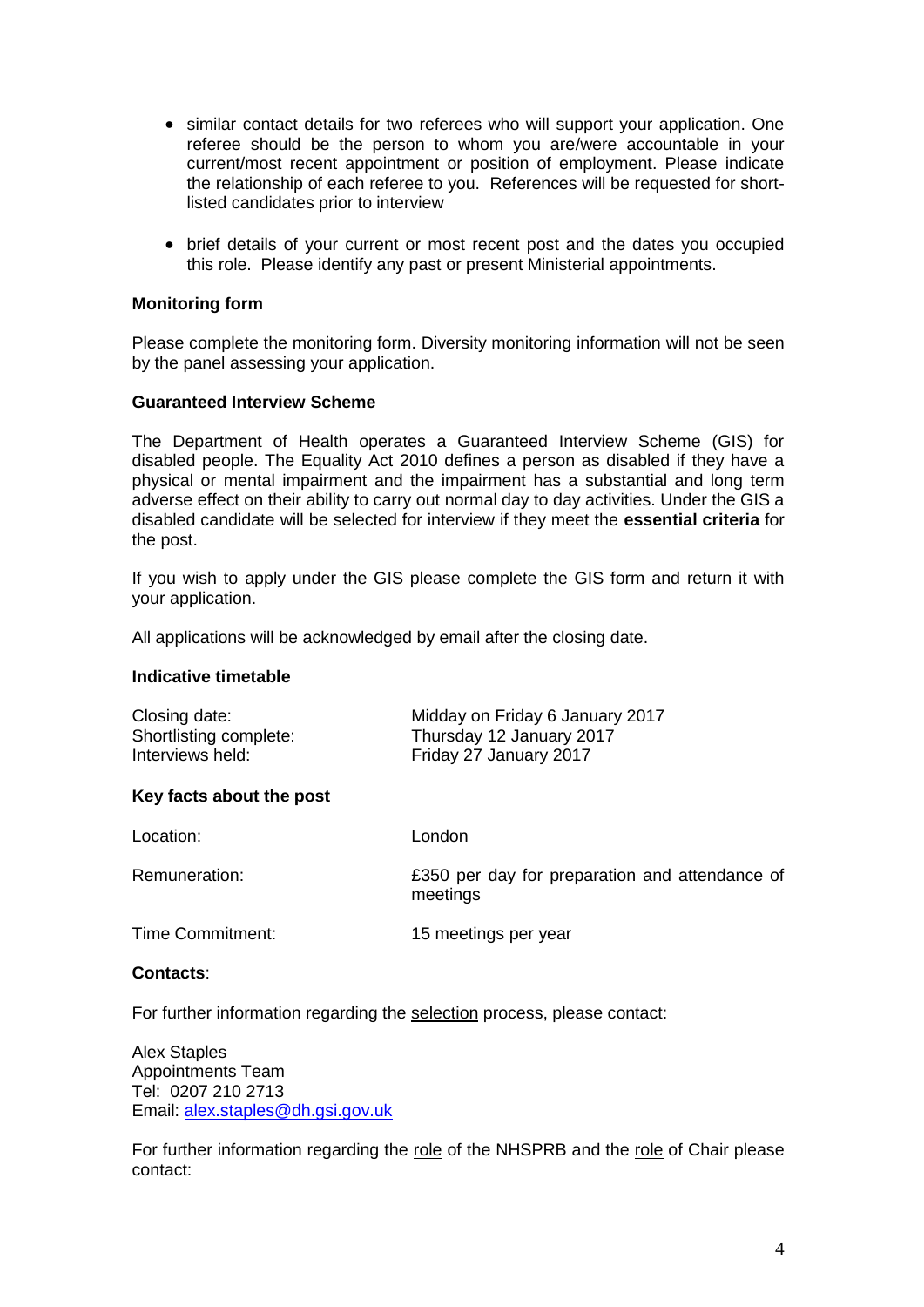- similar contact details for two referees who will support your application. One referee should be the person to whom you are/were accountable in your current/most recent appointment or position of employment. Please indicate the relationship of each referee to you. References will be requested for short-listed candidates prior to interview

- brief details of your current or most recent post and the dates you occupied this role. Please identify any past or present Ministerial appointments.

**Monitoring form**

Please complete the monitoring form. Diversity monitoring information will not be seen by the panel assessing your application.

**Guaranteed Interview Scheme**

The Department of Health operates a Guaranteed Interview Scheme (GIS) for disabled people. The Equality Act 2010 defines a person as disabled if they have a physical or mental impairment and the impairment has a substantial and long term adverse effect on their ability to carry out normal day to day activities. Under the GIS a disabled candidate will be selected for interview if they meet the **essential criteria** for the post.

If you wish to apply under the GIS please complete the GIS form and return it with your application.

All applications will be acknowledged by email after the closing date.

**Indicative timetable**

| | |
|---|---|
| Closing date: | Midday on Friday 6 January 2017 |
| Shortlisting complete: | Thursday 12 January 2017 |
| Interviews held: | Friday 27 January 2017 |

**Key facts about the post**

| | |
|---|---|
| Location: | London |
| Remuneration: | £350 per day for preparation and attendance of meetings |
| Time Commitment: | 15 meetings per year |

**Contacts**:

For further information regarding the selection process, please contact:

Alex Staples
Appointments Team
Tel: 0207 210 2713
Email: alex.staples@dh.gsi.gov.uk

For further information regarding the role of the NHSPRB and the role of Chair please contact: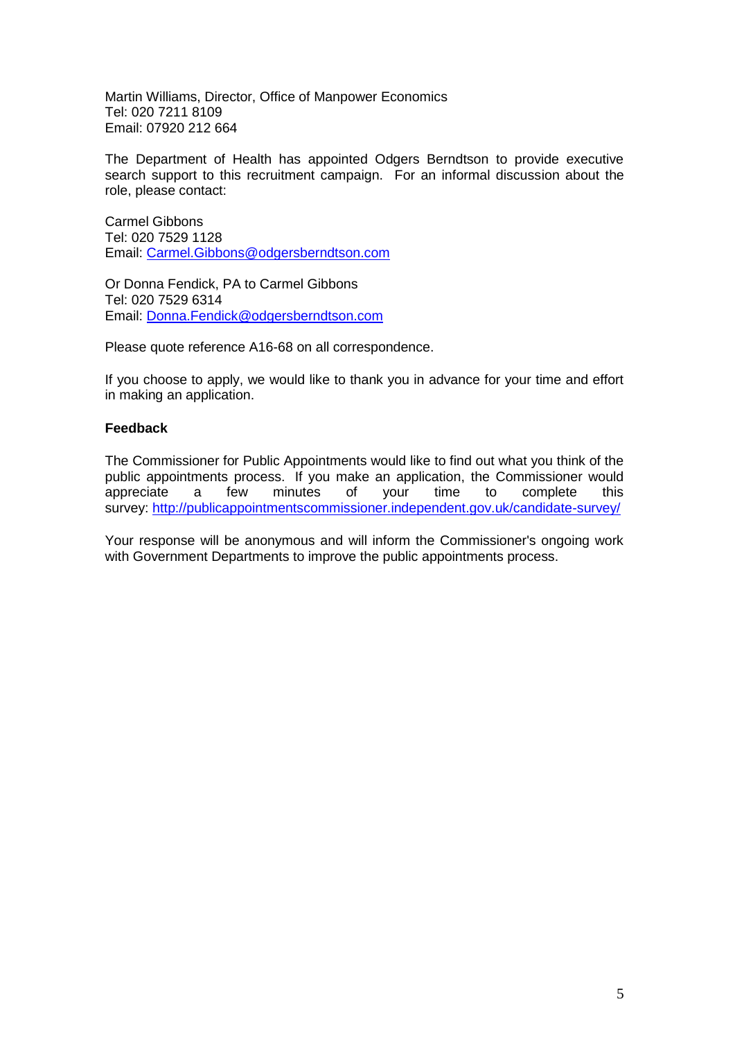Martin Williams, Director, Office of Manpower Economics
Tel: 020 7211 8109
Email: 07920 212 664

The Department of Health has appointed Odgers Berndtson to provide executive search support to this recruitment campaign. For an informal discussion about the role, please contact:

Carmel Gibbons
Tel: 020 7529 1128
Email: Carmel.Gibbons@odgersberndtson.com

Or Donna Fendick, PA to Carmel Gibbons
Tel: 020 7529 6314
Email: Donna.Fendick@odgersberndtson.com

Please quote reference A16-68 on all correspondence.

If you choose to apply, we would like to thank you in advance for your time and effort in making an application.

**Feedback**

The Commissioner for Public Appointments would like to find out what you think of the public appointments process. If you make an application, the Commissioner would appreciate a few minutes of your time to complete this survey: http://publicappointmentscommissioner.independent.gov.uk/candidate-survey/

Your response will be anonymous and will inform the Commissioner's ongoing work with Government Departments to improve the public appointments process.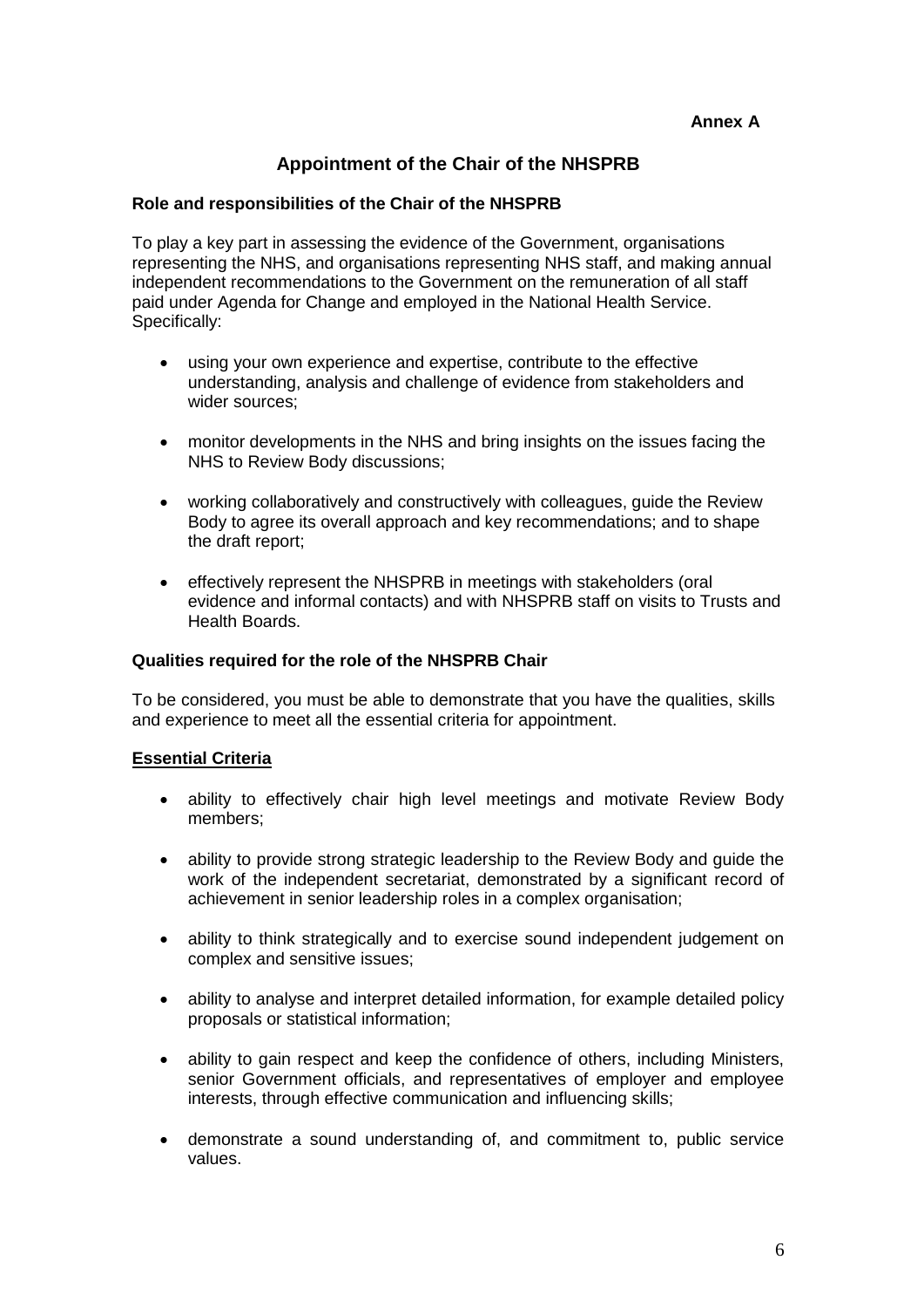**Annex A**

# Appointment of the Chair of the NHSPRB

### Role and responsibilities of the Chair of the NHSPRB

To play a key part in assessing the evidence of the Government, organisations representing the NHS, and organisations representing NHS staff, and making annual independent recommendations to the Government on the remuneration of all staff paid under Agenda for Change and employed in the National Health Service. Specifically:

- using your own experience and expertise, contribute to the effective understanding, analysis and challenge of evidence from stakeholders and wider sources;
- monitor developments in the NHS and bring insights on the issues facing the NHS to Review Body discussions;
- working collaboratively and constructively with colleagues, guide the Review Body to agree its overall approach and key recommendations; and to shape the draft report;
- effectively represent the NHSPRB in meetings with stakeholders (oral evidence and informal contacts) and with NHSPRB staff on visits to Trusts and Health Boards.

### Qualities required for the role of the NHSPRB Chair

To be considered, you must be able to demonstrate that you have the qualities, skills and experience to meet all the essential criteria for appointment.

**Essential Criteria**

- ability to effectively chair high level meetings and motivate Review Body members;
- ability to provide strong strategic leadership to the Review Body and guide the work of the independent secretariat, demonstrated by a significant record of achievement in senior leadership roles in a complex organisation;
- ability to think strategically and to exercise sound independent judgement on complex and sensitive issues;
- ability to analyse and interpret detailed information, for example detailed policy proposals or statistical information;
- ability to gain respect and keep the confidence of others, including Ministers, senior Government officials, and representatives of employer and employee interests, through effective communication and influencing skills;
- demonstrate a sound understanding of, and commitment to, public service values.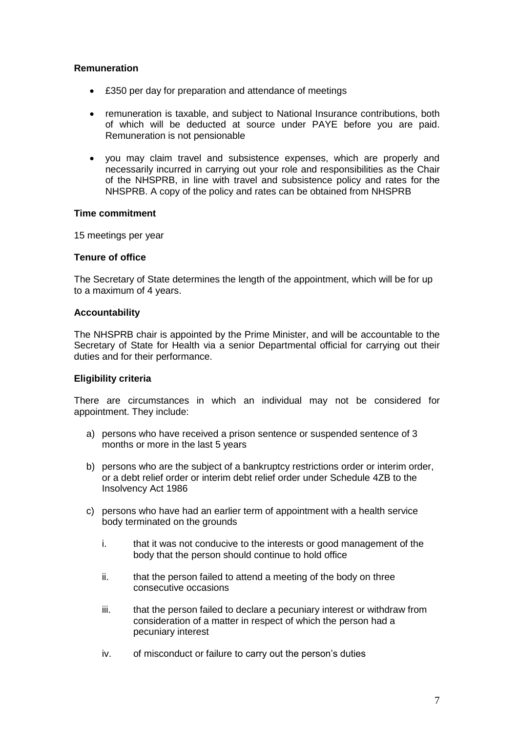**Remuneration**

- £350 per day for preparation and attendance of meetings
- remuneration is taxable, and subject to National Insurance contributions, both of which will be deducted at source under PAYE before you are paid. Remuneration is not pensionable
- you may claim travel and subsistence expenses, which are properly and necessarily incurred in carrying out your role and responsibilities as the Chair of the NHSPRB, in line with travel and subsistence policy and rates for the NHSPRB. A copy of the policy and rates can be obtained from NHSPRB

**Time commitment**

15 meetings per year

**Tenure of office**

The Secretary of State determines the length of the appointment, which will be for up to a maximum of 4 years.

**Accountability**

The NHSPRB chair is appointed by the Prime Minister, and will be accountable to the Secretary of State for Health via a senior Departmental official for carrying out their duties and for their performance.

**Eligibility criteria**

There are circumstances in which an individual may not be considered for appointment. They include:

a) persons who have received a prison sentence or suspended sentence of 3 months or more in the last 5 years

b) persons who are the subject of a bankruptcy restrictions order or interim order, or a debt relief order or interim debt relief order under Schedule 4ZB to the Insolvency Act 1986

c) persons who have had an earlier term of appointment with a health service body terminated on the grounds

   i. that it was not conducive to the interests or good management of the body that the person should continue to hold office

   ii. that the person failed to attend a meeting of the body on three consecutive occasions

   iii. that the person failed to declare a pecuniary interest or withdraw from consideration of a matter in respect of which the person had a pecuniary interest

   iv. of misconduct or failure to carry out the person's duties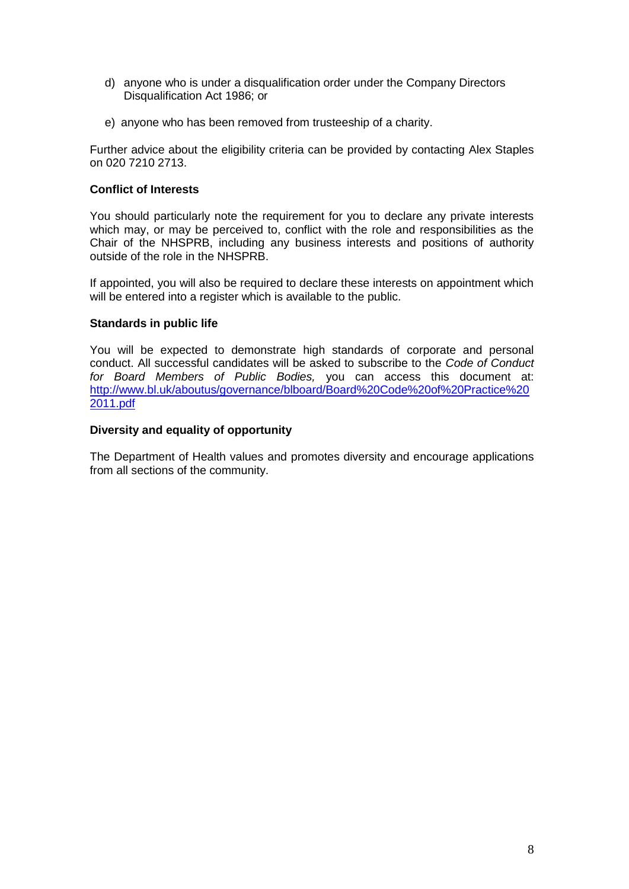d) anyone who is under a disqualification order under the Company Directors Disqualification Act 1986; or

e) anyone who has been removed from trusteeship of a charity.

Further advice about the eligibility criteria can be provided by contacting Alex Staples on 020 7210 2713.

**Conflict of Interests**

You should particularly note the requirement for you to declare any private interests which may, or may be perceived to, conflict with the role and responsibilities as the Chair of the NHSPRB, including any business interests and positions of authority outside of the role in the NHSPRB.

If appointed, you will also be required to declare these interests on appointment which will be entered into a register which is available to the public.

**Standards in public life**

You will be expected to demonstrate high standards of corporate and personal conduct. All successful candidates will be asked to subscribe to the *Code of Conduct for Board Members of Public Bodies,* you can access this document at: [http://www.bl.uk/aboutus/governance/blboard/Board%20Code%20of%20Practice%202011.pdf](http://www.bl.uk/aboutus/governance/blboard/Board%20Code%20of%20Practice%202011.pdf)

**Diversity and equality of opportunity**

The Department of Health values and promotes diversity and encourage applications from all sections of the community.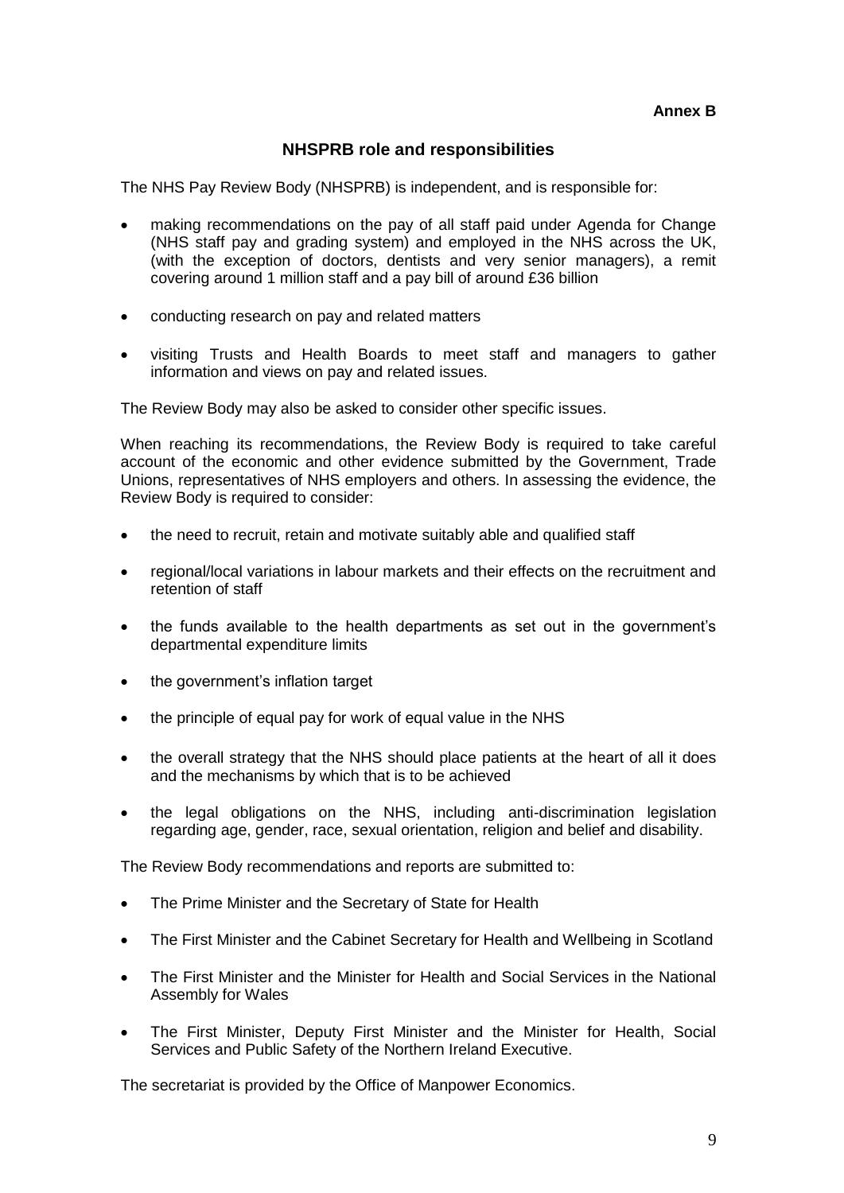**Annex B**

## NHSPRB role and responsibilities

The NHS Pay Review Body (NHSPRB) is independent, and is responsible for:

- making recommendations on the pay of all staff paid under Agenda for Change (NHS staff pay and grading system) and employed in the NHS across the UK, (with the exception of doctors, dentists and very senior managers), a remit covering around 1 million staff and a pay bill of around £36 billion
- conducting research on pay and related matters
- visiting Trusts and Health Boards to meet staff and managers to gather information and views on pay and related issues.

The Review Body may also be asked to consider other specific issues.

When reaching its recommendations, the Review Body is required to take careful account of the economic and other evidence submitted by the Government, Trade Unions, representatives of NHS employers and others. In assessing the evidence, the Review Body is required to consider:

- the need to recruit, retain and motivate suitably able and qualified staff
- regional/local variations in labour markets and their effects on the recruitment and retention of staff
- the funds available to the health departments as set out in the government's departmental expenditure limits
- the government's inflation target
- the principle of equal pay for work of equal value in the NHS
- the overall strategy that the NHS should place patients at the heart of all it does and the mechanisms by which that is to be achieved
- the legal obligations on the NHS, including anti-discrimination legislation regarding age, gender, race, sexual orientation, religion and belief and disability.

The Review Body recommendations and reports are submitted to:

- The Prime Minister and the Secretary of State for Health
- The First Minister and the Cabinet Secretary for Health and Wellbeing in Scotland
- The First Minister and the Minister for Health and Social Services in the National Assembly for Wales
- The First Minister, Deputy First Minister and the Minister for Health, Social Services and Public Safety of the Northern Ireland Executive.

The secretariat is provided by the Office of Manpower Economics.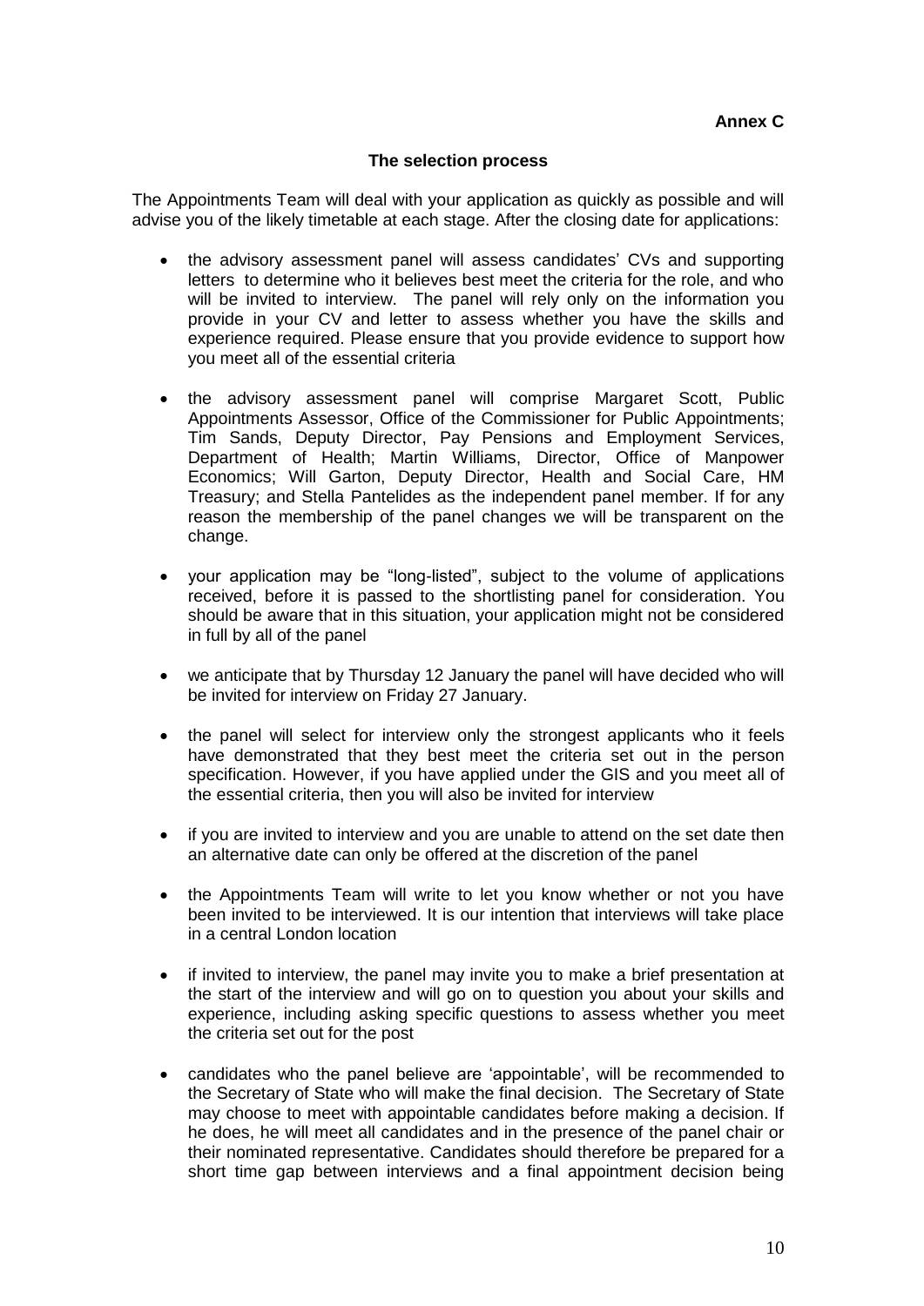**Annex C**

**The selection process**

The Appointments Team will deal with your application as quickly as possible and will advise you of the likely timetable at each stage. After the closing date for applications:

- the advisory assessment panel will assess candidates' CVs and supporting letters to determine who it believes best meet the criteria for the role, and who will be invited to interview. The panel will rely only on the information you provide in your CV and letter to assess whether you have the skills and experience required. Please ensure that you provide evidence to support how you meet all of the essential criteria

- the advisory assessment panel will comprise Margaret Scott, Public Appointments Assessor, Office of the Commissioner for Public Appointments; Tim Sands, Deputy Director, Pay Pensions and Employment Services, Department of Health; Martin Williams, Director, Office of Manpower Economics; Will Garton, Deputy Director, Health and Social Care, HM Treasury; and Stella Pantelides as the independent panel member. If for any reason the membership of the panel changes we will be transparent on the change.

- your application may be "long-listed", subject to the volume of applications received, before it is passed to the shortlisting panel for consideration. You should be aware that in this situation, your application might not be considered in full by all of the panel

- we anticipate that by Thursday 12 January the panel will have decided who will be invited for interview on Friday 27 January.

- the panel will select for interview only the strongest applicants who it feels have demonstrated that they best meet the criteria set out in the person specification. However, if you have applied under the GIS and you meet all of the essential criteria, then you will also be invited for interview

- if you are invited to interview and you are unable to attend on the set date then an alternative date can only be offered at the discretion of the panel

- the Appointments Team will write to let you know whether or not you have been invited to be interviewed. It is our intention that interviews will take place in a central London location

- if invited to interview, the panel may invite you to make a brief presentation at the start of the interview and will go on to question you about your skills and experience, including asking specific questions to assess whether you meet the criteria set out for the post

- candidates who the panel believe are 'appointable', will be recommended to the Secretary of State who will make the final decision. The Secretary of State may choose to meet with appointable candidates before making a decision. If he does, he will meet all candidates and in the presence of the panel chair or their nominated representative. Candidates should therefore be prepared for a short time gap between interviews and a final appointment decision being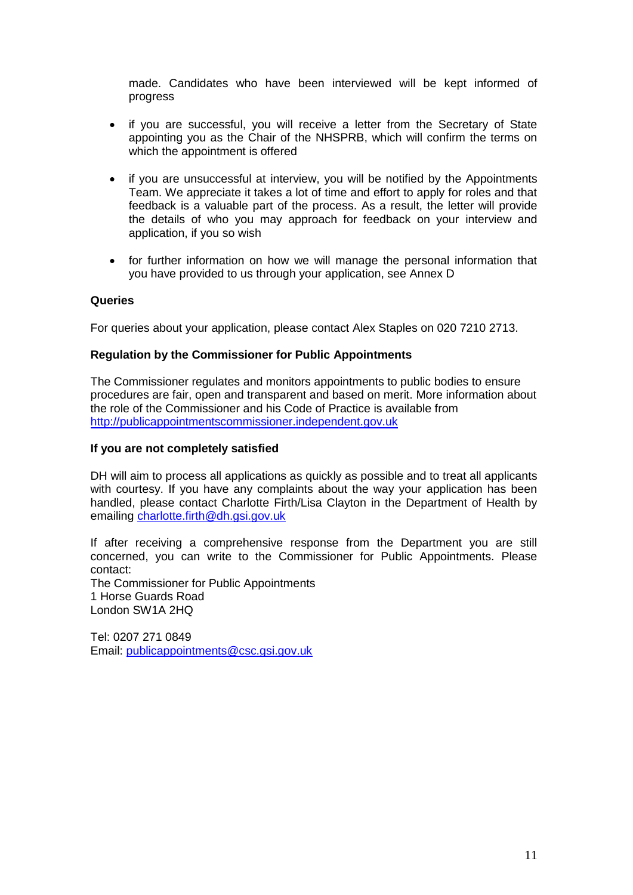made. Candidates who have been interviewed will be kept informed of progress

- if you are successful, you will receive a letter from the Secretary of State appointing you as the Chair of the NHSPRB, which will confirm the terms on which the appointment is offered

- if you are unsuccessful at interview, you will be notified by the Appointments Team. We appreciate it takes a lot of time and effort to apply for roles and that feedback is a valuable part of the process. As a result, the letter will provide the details of who you may approach for feedback on your interview and application, if you so wish

- for further information on how we will manage the personal information that you have provided to us through your application, see Annex D

**Queries**

For queries about your application, please contact Alex Staples on 020 7210 2713.

**Regulation by the Commissioner for Public Appointments**

The Commissioner regulates and monitors appointments to public bodies to ensure procedures are fair, open and transparent and based on merit. More information about the role of the Commissioner and his Code of Practice is available from http://publicappointmentscommissioner.independent.gov.uk

**If you are not completely satisfied**

DH will aim to process all applications as quickly as possible and to treat all applicants with courtesy. If you have any complaints about the way your application has been handled, please contact Charlotte Firth/Lisa Clayton in the Department of Health by emailing charlotte.firth@dh.gsi.gov.uk

If after receiving a comprehensive response from the Department you are still concerned, you can write to the Commissioner for Public Appointments. Please contact:
The Commissioner for Public Appointments
1 Horse Guards Road
London SW1A 2HQ

Tel: 0207 271 0849
Email: publicappointments@csc.gsi.gov.uk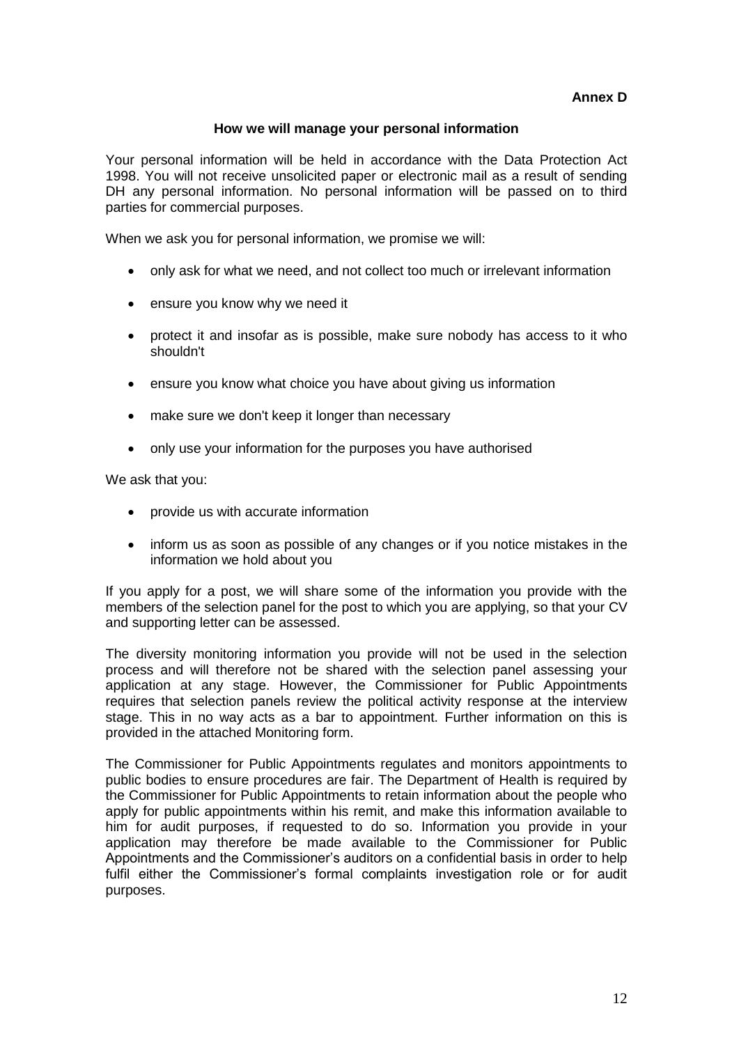**Annex D**

## How we will manage your personal information

Your personal information will be held in accordance with the Data Protection Act 1998. You will not receive unsolicited paper or electronic mail as a result of sending DH any personal information. No personal information will be passed on to third parties for commercial purposes.

When we ask you for personal information, we promise we will:

- only ask for what we need, and not collect too much or irrelevant information
- ensure you know why we need it
- protect it and insofar as is possible, make sure nobody has access to it who shouldn't
- ensure you know what choice you have about giving us information
- make sure we don't keep it longer than necessary
- only use your information for the purposes you have authorised

We ask that you:

- provide us with accurate information
- inform us as soon as possible of any changes or if you notice mistakes in the information we hold about you

If you apply for a post, we will share some of the information you provide with the members of the selection panel for the post to which you are applying, so that your CV and supporting letter can be assessed.

The diversity monitoring information you provide will not be used in the selection process and will therefore not be shared with the selection panel assessing your application at any stage. However, the Commissioner for Public Appointments requires that selection panels review the political activity response at the interview stage. This in no way acts as a bar to appointment. Further information on this is provided in the attached Monitoring form.

The Commissioner for Public Appointments regulates and monitors appointments to public bodies to ensure procedures are fair. The Department of Health is required by the Commissioner for Public Appointments to retain information about the people who apply for public appointments within his remit, and make this information available to him for audit purposes, if requested to do so. Information you provide in your application may therefore be made available to the Commissioner for Public Appointments and the Commissioner's auditors on a confidential basis in order to help fulfil either the Commissioner's formal complaints investigation role or for audit purposes.